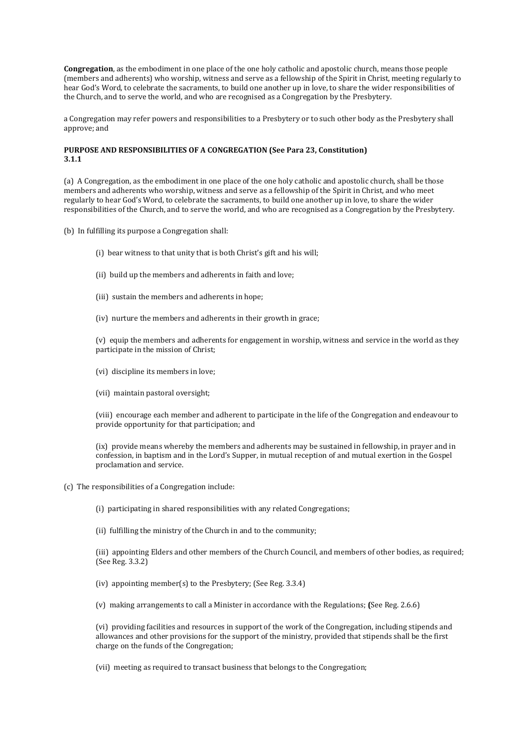**Congregation**, as the embodiment in one place of the one holy catholic and apostolic church, means those people (members and adherents) who worship, witness and serve as a fellowship of the Spirit in Christ, meeting regularly to hear God's Word, to celebrate the sacraments, to build one another up in love, to share the wider responsibilities of the Church, and to serve the world, and who are recognised as a Congregation by the Presbytery.

a Congregation may refer powers and responsibilities to a Presbytery or to such other body as the Presbytery shall approve; and

**PURPOSE AND RESPONSIBILITIES OF A CONGREGATION (See Para 23, Constitution)**
**3.1.1**

(a) A Congregation, as the embodiment in one place of the one holy catholic and apostolic church, shall be those members and adherents who worship, witness and serve as a fellowship of the Spirit in Christ, and who meet regularly to hear God's Word, to celebrate the sacraments, to build one another up in love, to share the wider responsibilities of the Church, and to serve the world, and who are recognised as a Congregation by the Presbytery.

(b) In fulfilling its purpose a Congregation shall:

(i) bear witness to that unity that is both Christ's gift and his will;

(ii) build up the members and adherents in faith and love;

(iii) sustain the members and adherents in hope;

(iv) nurture the members and adherents in their growth in grace;

(v) equip the members and adherents for engagement in worship, witness and service in the world as they participate in the mission of Christ;

(vi) discipline its members in love;

(vii) maintain pastoral oversight;

(viii) encourage each member and adherent to participate in the life of the Congregation and endeavour to provide opportunity for that participation; and

(ix) provide means whereby the members and adherents may be sustained in fellowship, in prayer and in confession, in baptism and in the Lord's Supper, in mutual reception of and mutual exertion in the Gospel proclamation and service.

(c) The responsibilities of a Congregation include:

(i) participating in shared responsibilities with any related Congregations;

(ii) fulfilling the ministry of the Church in and to the community;

(iii) appointing Elders and other members of the Church Council, and members of other bodies, as required; (See Reg. 3.3.2)

(iv) appointing member(s) to the Presbytery; (See Reg. 3.3.4)

(v) making arrangements to call a Minister in accordance with the Regulations; **(**See Reg. 2.6.6)

(vi) providing facilities and resources in support of the work of the Congregation, including stipends and allowances and other provisions for the support of the ministry, provided that stipends shall be the first charge on the funds of the Congregation;

(vii) meeting as required to transact business that belongs to the Congregation;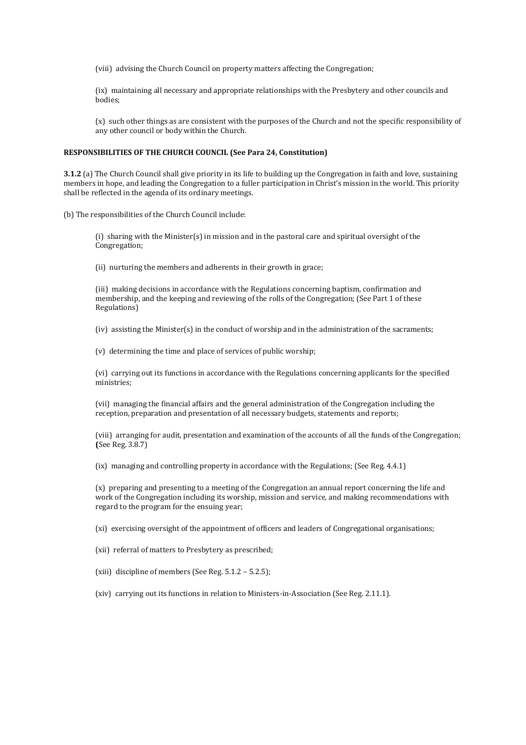(viii) advising the Church Council on property matters affecting the Congregation;

(ix) maintaining all necessary and appropriate relationships with the Presbytery and other councils and bodies;

(x) such other things as are consistent with the purposes of the Church and not the specific responsibility of any other council or body within the Church.

**RESPONSIBILITIES OF THE CHURCH COUNCIL (See Para 24, Constitution)**

**3.1.2** (a) The Church Council shall give priority in its life to building up the Congregation in faith and love, sustaining members in hope, and leading the Congregation to a fuller participation in Christ's mission in the world. This priority shall be reflected in the agenda of its ordinary meetings.

(b) The responsibilities of the Church Council include:

(i) sharing with the Minister(s) in mission and in the pastoral care and spiritual oversight of the Congregation;

(ii) nurturing the members and adherents in their growth in grace;

(iii) making decisions in accordance with the Regulations concerning baptism, confirmation and membership, and the keeping and reviewing of the rolls of the Congregation; (See Part 1 of these Regulations)

(iv) assisting the Minister(s) in the conduct of worship and in the administration of the sacraments;

(v) determining the time and place of services of public worship;

(vi) carrying out its functions in accordance with the Regulations concerning applicants for the specified ministries;

(vii) managing the financial affairs and the general administration of the Congregation including the reception, preparation and presentation of all necessary budgets, statements and reports;

(viii) arranging for audit, presentation and examination of the accounts of all the funds of the Congregation; **(**See Reg. 3.8.7)

(ix) managing and controlling property in accordance with the Regulations; (See Reg. 4.4.1)

(x) preparing and presenting to a meeting of the Congregation an annual report concerning the life and work of the Congregation including its worship, mission and service, and making recommendations with regard to the program for the ensuing year;

(xi) exercising oversight of the appointment of officers and leaders of Congregational organisations;

(xii) referral of matters to Presbytery as prescribed;

(xiii) discipline of members (See Reg. 5.1.2 – 5.2.5);

(xiv) carrying out its functions in relation to Ministers-in-Association (See Reg. 2.11.1).